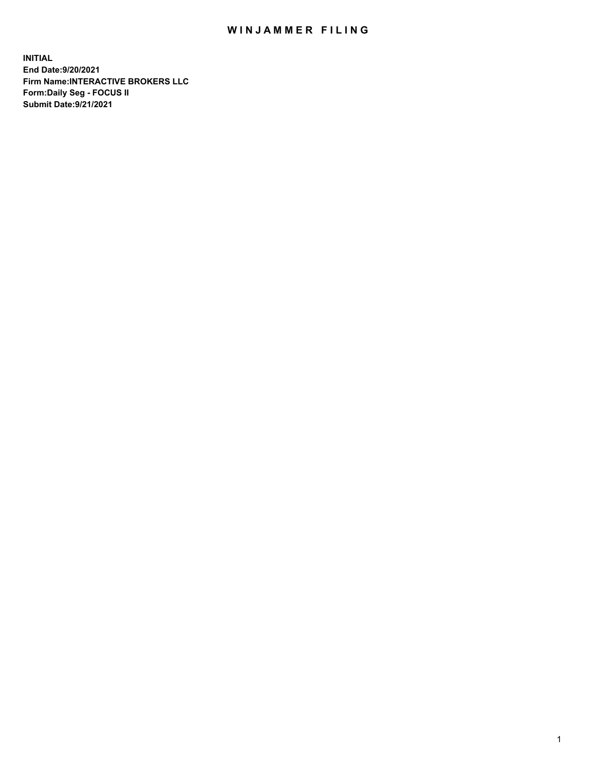# WINJAMMER FILING

**INITIAL**
**End Date:9/20/2021**
**Firm Name:INTERACTIVE BROKERS LLC**
**Form:Daily Seg - FOCUS II**
**Submit Date:9/21/2021**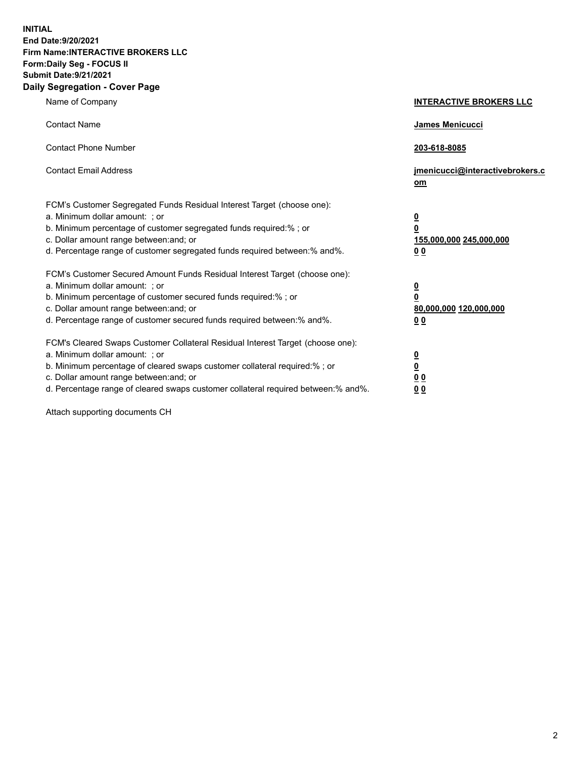**INITIAL**
**End Date:9/20/2021**
**Firm Name:INTERACTIVE BROKERS LLC**
**Form:Daily Seg - FOCUS II**
**Submit Date:9/21/2021**

## Daily Segregation - Cover Page

| | |
|---|---|
| Name of Company | **INTERACTIVE BROKERS LLC** |
| Contact Name | **James Menicucci** |
| Contact Phone Number | **203-618-8085** |
| Contact Email Address | **jmenicucci@interactivebrokers.com** |
| FCM's Customer Segregated Funds Residual Interest Target (choose one): | |
| a. Minimum dollar amount: ; or | **0** |
| b. Minimum percentage of customer segregated funds required:% ; or | **0** |
| c. Dollar amount range between:and; or | **155,000,000 245,000,000** |
| d. Percentage range of customer segregated funds required between:% and%. | **0 0** |
| FCM's Customer Secured Amount Funds Residual Interest Target (choose one): | |
| a. Minimum dollar amount: ; or | **0** |
| b. Minimum percentage of customer secured funds required:% ; or | **0** |
| c. Dollar amount range between:and; or | **80,000,000 120,000,000** |
| d. Percentage range of customer secured funds required between:% and%. | **0 0** |
| FCM's Cleared Swaps Customer Collateral Residual Interest Target (choose one): | |
| a. Minimum dollar amount: ; or | **0** |
| b. Minimum percentage of cleared swaps customer collateral required:% ; or | **0** |
| c. Dollar amount range between:and; or | **0 0** |
| d. Percentage range of cleared swaps customer collateral required between:% and%. | **0 0** |

Attach supporting documents CH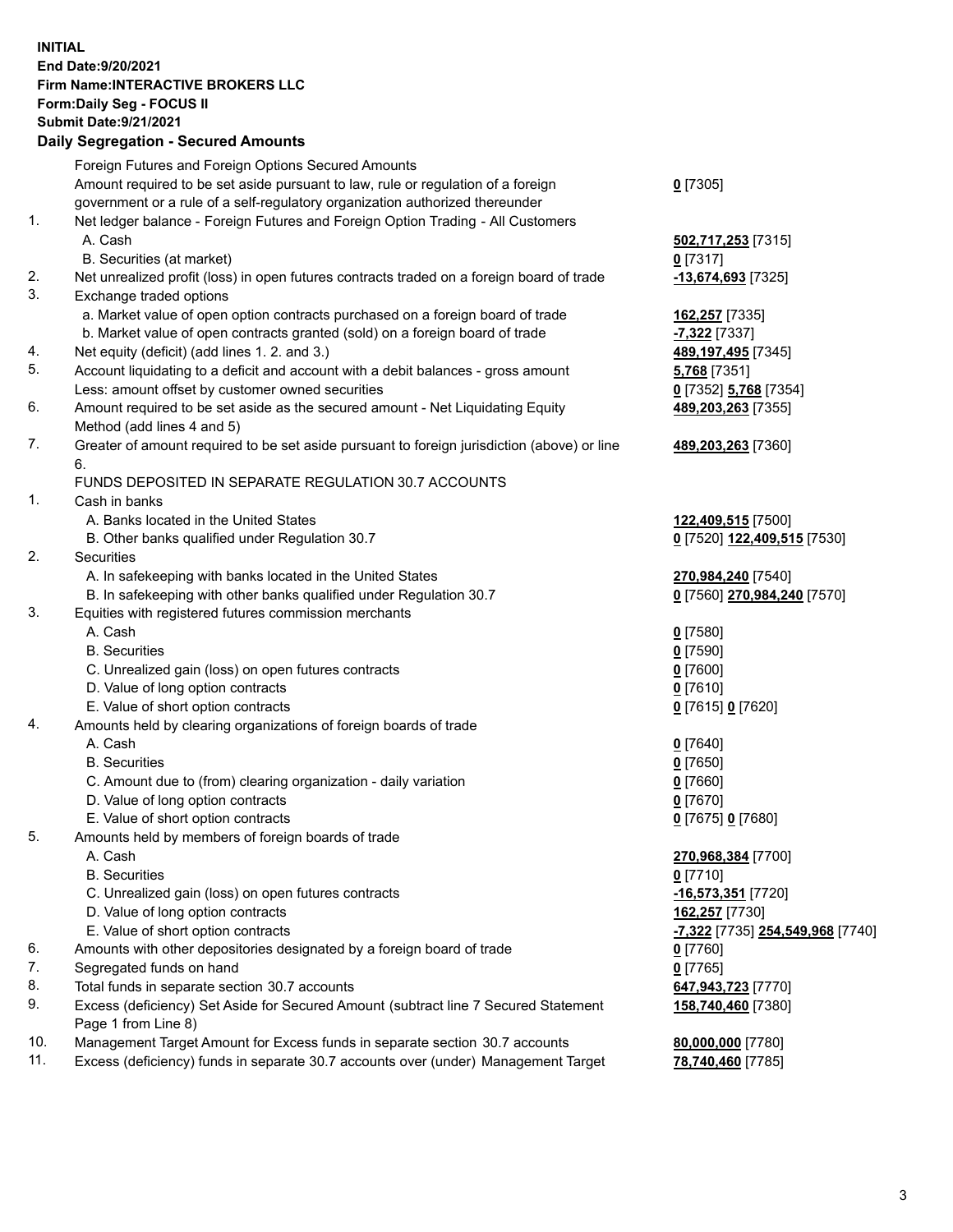**INITIAL**
**End Date:9/20/2021**
**Firm Name:INTERACTIVE BROKERS LLC**
**Form:Daily Seg - FOCUS II**
**Submit Date:9/21/2021**

**Daily Segregation - Secured Amounts**

| | | |
|---|---|---|
| | Foreign Futures and Foreign Options Secured Amounts | |
| | Amount required to be set aside pursuant to law, rule or regulation of a foreign government or a rule of a self-regulatory organization authorized thereunder | 0 [7305] |
| 1. | Net ledger balance - Foreign Futures and Foreign Option Trading - All Customers | |
| | A. Cash | 502,717,253 [7315] |
| | B. Securities (at market) | 0 [7317] |
| 2. | Net unrealized profit (loss) in open futures contracts traded on a foreign board of trade | -13,674,693 [7325] |
| 3. | Exchange traded options | |
| | a. Market value of open option contracts purchased on a foreign board of trade | 162,257 [7335] |
| | b. Market value of open contracts granted (sold) on a foreign board of trade | -7,322 [7337] |
| 4. | Net equity (deficit) (add lines 1. 2. and 3.) | 489,197,495 [7345] |
| 5. | Account liquidating to a deficit and account with a debit balances - gross amount | 5,768 [7351] |
| | Less: amount offset by customer owned securities | 0 [7352] 5,768 [7354] |
| 6. | Amount required to be set aside as the secured amount - Net Liquidating Equity Method (add lines 4 and 5) | 489,203,263 [7355] |
| 7. | Greater of amount required to be set aside pursuant to foreign jurisdiction (above) or line 6. | 489,203,263 [7360] |
| | FUNDS DEPOSITED IN SEPARATE REGULATION 30.7 ACCOUNTS | |
| 1. | Cash in banks | |
| | A. Banks located in the United States | 122,409,515 [7500] |
| | B. Other banks qualified under Regulation 30.7 | 0 [7520] 122,409,515 [7530] |
| 2. | Securities | |
| | A. In safekeeping with banks located in the United States | 270,984,240 [7540] |
| | B. In safekeeping with other banks qualified under Regulation 30.7 | 0 [7560] 270,984,240 [7570] |
| 3. | Equities with registered futures commission merchants | |
| | A. Cash | 0 [7580] |
| | B. Securities | 0 [7590] |
| | C. Unrealized gain (loss) on open futures contracts | 0 [7600] |
| | D. Value of long option contracts | 0 [7610] |
| | E. Value of short option contracts | 0 [7615] 0 [7620] |
| 4. | Amounts held by clearing organizations of foreign boards of trade | |
| | A. Cash | 0 [7640] |
| | B. Securities | 0 [7650] |
| | C. Amount due to (from) clearing organization - daily variation | 0 [7660] |
| | D. Value of long option contracts | 0 [7670] |
| | E. Value of short option contracts | 0 [7675] 0 [7680] |
| 5. | Amounts held by members of foreign boards of trade | |
| | A. Cash | 270,968,384 [7700] |
| | B. Securities | 0 [7710] |
| | C. Unrealized gain (loss) on open futures contracts | -16,573,351 [7720] |
| | D. Value of long option contracts | 162,257 [7730] |
| | E. Value of short option contracts | -7,322 [7735] 254,549,968 [7740] |
| 6. | Amounts with other depositories designated by a foreign board of trade | 0 [7760] |
| 7. | Segregated funds on hand | 0 [7765] |
| 8. | Total funds in separate section 30.7 accounts | 647,943,723 [7770] |
| 9. | Excess (deficiency) Set Aside for Secured Amount (subtract line 7 Secured Statement Page 1 from Line 8) | 158,740,460 [7380] |
| 10. | Management Target Amount for Excess funds in separate section 30.7 accounts | 80,000,000 [7780] |
| 11. | Excess (deficiency) funds in separate 30.7 accounts over (under) Management Target | 78,740,460 [7785] |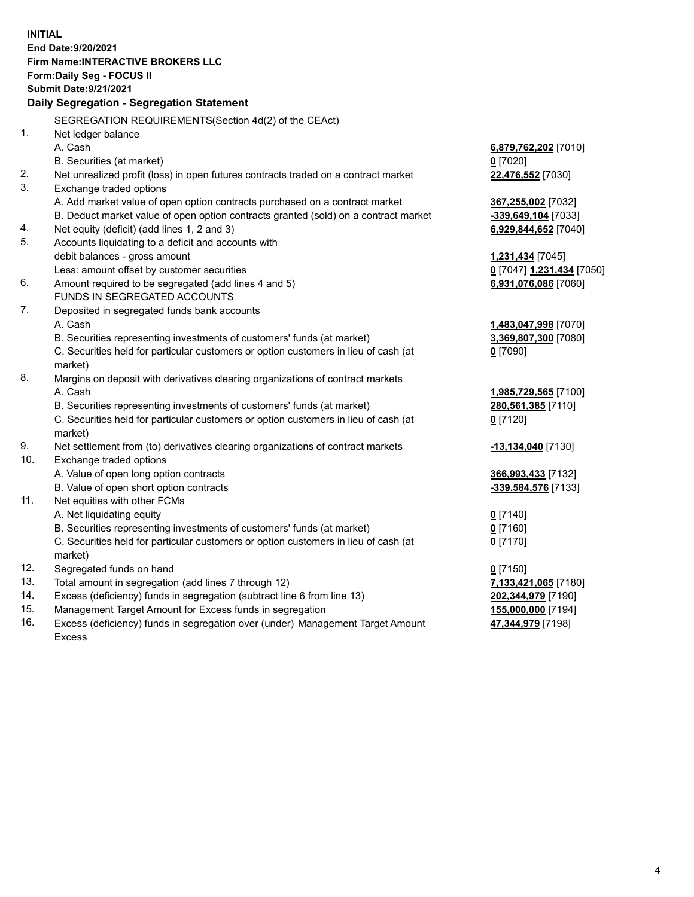**INITIAL**
**End Date:9/20/2021**
**Firm Name:INTERACTIVE BROKERS LLC**
**Form:Daily Seg - FOCUS II**
**Submit Date:9/21/2021**

## Daily Segregation - Segregation Statement

SEGREGATION REQUIREMENTS(Section 4d(2) of the CEAct)

| | | |
|---|---|---|
| 1. | Net ledger balance | |
| | A. Cash | **6,879,762,202** [7010] |
| | B. Securities (at market) | **0** [7020] |
| 2. | Net unrealized profit (loss) in open futures contracts traded on a contract market | **22,476,552** [7030] |
| 3. | Exchange traded options | |
| | A. Add market value of open option contracts purchased on a contract market | **367,255,002** [7032] |
| | B. Deduct market value of open option contracts granted (sold) on a contract market | **-339,649,104** [7033] |
| 4. | Net equity (deficit) (add lines 1, 2 and 3) | **6,929,844,652** [7040] |
| 5. | Accounts liquidating to a deficit and accounts with debit balances - gross amount | **1,231,434** [7045] |
| | Less: amount offset by customer securities | **0** [7047] **1,231,434** [7050] |
| 6. | Amount required to be segregated (add lines 4 and 5) | **6,931,076,086** [7060] |
| | FUNDS IN SEGREGATED ACCOUNTS | |
| 7. | Deposited in segregated funds bank accounts | |
| | A. Cash | **1,483,047,998** [7070] |
| | B. Securities representing investments of customers' funds (at market) | **3,369,807,300** [7080] |
| | C. Securities held for particular customers or option customers in lieu of cash (at market) | **0** [7090] |
| 8. | Margins on deposit with derivatives clearing organizations of contract markets | |
| | A. Cash | **1,985,729,565** [7100] |
| | B. Securities representing investments of customers' funds (at market) | **280,561,385** [7110] |
| | C. Securities held for particular customers or option customers in lieu of cash (at market) | **0** [7120] |
| 9. | Net settlement from (to) derivatives clearing organizations of contract markets | **-13,134,040** [7130] |
| 10. | Exchange traded options | |
| | A. Value of open long option contracts | **366,993,433** [7132] |
| | B. Value of open short option contracts | **-339,584,576** [7133] |
| 11. | Net equities with other FCMs | |
| | A. Net liquidating equity | **0** [7140] |
| | B. Securities representing investments of customers' funds (at market) | **0** [7160] |
| | C. Securities held for particular customers or option customers in lieu of cash (at market) | **0** [7170] |
| 12. | Segregated funds on hand | **0** [7150] |
| 13. | Total amount in segregation (add lines 7 through 12) | **7,133,421,065** [7180] |
| 14. | Excess (deficiency) funds in segregation (subtract line 6 from line 13) | **202,344,979** [7190] |
| 15. | Management Target Amount for Excess funds in segregation | **155,000,000** [7194] |
| 16. | Excess (deficiency) funds in segregation over (under) Management Target Amount Excess | **47,344,979** [7198] |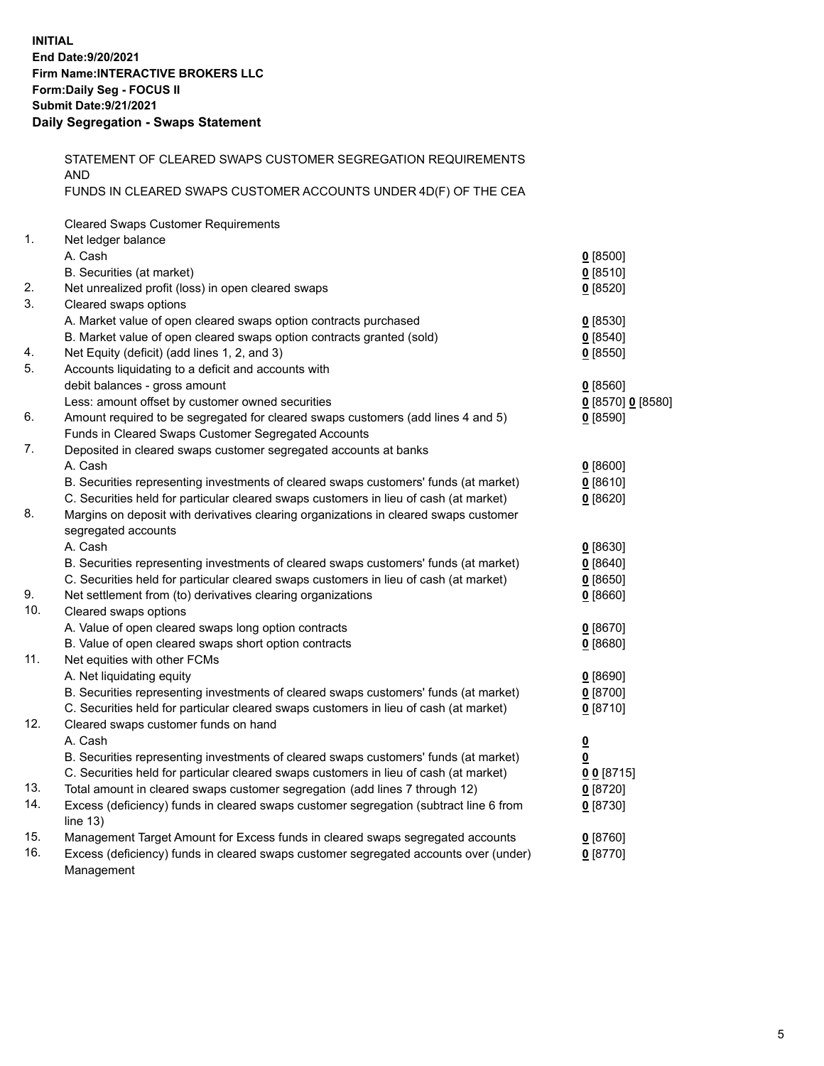**INITIAL**
**End Date:9/20/2021**
**Firm Name:INTERACTIVE BROKERS LLC**
**Form:Daily Seg - FOCUS II**
**Submit Date:9/21/2021**
**Daily Segregation - Swaps Statement**

STATEMENT OF CLEARED SWAPS CUSTOMER SEGREGATION REQUIREMENTS AND FUNDS IN CLEARED SWAPS CUSTOMER ACCOUNTS UNDER 4D(F) OF THE CEA

| | | |
|---|---|---|
| | Cleared Swaps Customer Requirements | |
| 1. | Net ledger balance | |
| | A. Cash | 0 [8500] |
| | B. Securities (at market) | 0 [8510] |
| 2. | Net unrealized profit (loss) in open cleared swaps | 0 [8520] |
| 3. | Cleared swaps options | |
| | A. Market value of open cleared swaps option contracts purchased | 0 [8530] |
| | B. Market value of open cleared swaps option contracts granted (sold) | 0 [8540] |
| 4. | Net Equity (deficit) (add lines 1, 2, and 3) | 0 [8550] |
| 5. | Accounts liquidating to a deficit and accounts with debit balances - gross amount | 0 [8560] |
| | Less: amount offset by customer owned securities | 0 [8570] 0 [8580] |
| 6. | Amount required to be segregated for cleared swaps customers (add lines 4 and 5) | 0 [8590] |
| | Funds in Cleared Swaps Customer Segregated Accounts | |
| 7. | Deposited in cleared swaps customer segregated accounts at banks | |
| | A. Cash | 0 [8600] |
| | B. Securities representing investments of cleared swaps customers' funds (at market) | 0 [8610] |
| | C. Securities held for particular cleared swaps customers in lieu of cash (at market) | 0 [8620] |
| 8. | Margins on deposit with derivatives clearing organizations in cleared swaps customer segregated accounts | |
| | A. Cash | 0 [8630] |
| | B. Securities representing investments of cleared swaps customers' funds (at market) | 0 [8640] |
| | C. Securities held for particular cleared swaps customers in lieu of cash (at market) | 0 [8650] |
| 9. | Net settlement from (to) derivatives clearing organizations | 0 [8660] |
| 10. | Cleared swaps options | |
| | A. Value of open cleared swaps long option contracts | 0 [8670] |
| | B. Value of open cleared swaps short option contracts | 0 [8680] |
| 11. | Net equities with other FCMs | |
| | A. Net liquidating equity | 0 [8690] |
| | B. Securities representing investments of cleared swaps customers' funds (at market) | 0 [8700] |
| | C. Securities held for particular cleared swaps customers in lieu of cash (at market) | 0 [8710] |
| 12. | Cleared swaps customer funds on hand | |
| | A. Cash | 0 |
| | B. Securities representing investments of cleared swaps customers' funds (at market) | 0 |
| | C. Securities held for particular cleared swaps customers in lieu of cash (at market) | 0 0 [8715] |
| 13. | Total amount in cleared swaps customer segregation (add lines 7 through 12) | 0 [8720] |
| 14. | Excess (deficiency) funds in cleared swaps customer segregation (subtract line 6 from line 13) | 0 [8730] |
| 15. | Management Target Amount for Excess funds in cleared swaps segregated accounts | 0 [8760] |
| 16. | Excess (deficiency) funds in cleared swaps customer segregated accounts over (under) Management | 0 [8770] |